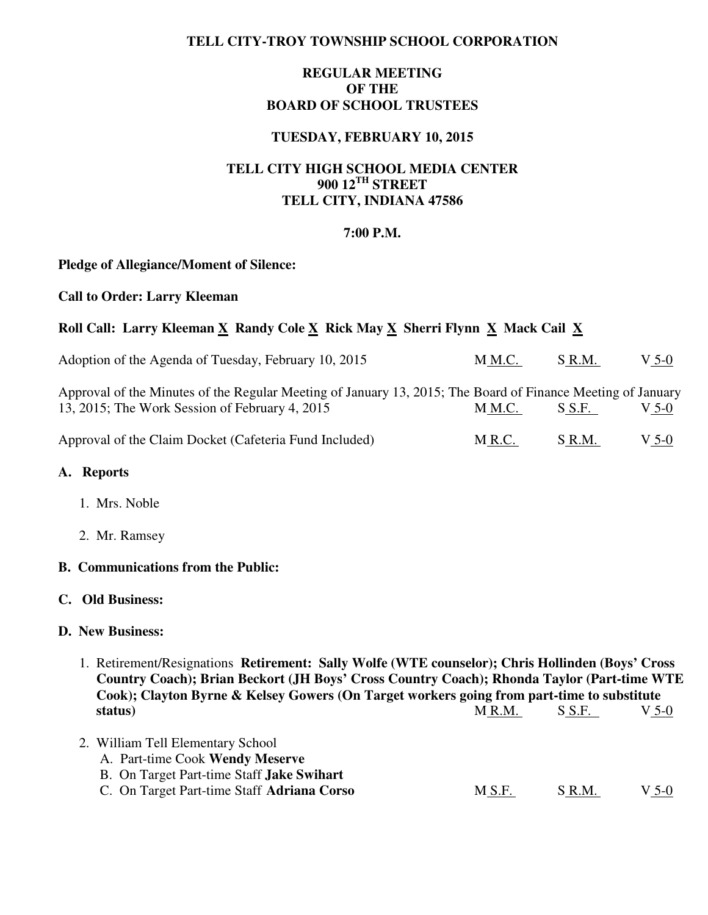**TELL CITY-TROY TOWNSHIP SCHOOL CORPORATION**

**REGULAR MEETING**
**OF THE**
**BOARD OF SCHOOL TRUSTEES**

**TUESDAY, FEBRUARY 10, 2015**

**TELL CITY HIGH SCHOOL MEDIA CENTER**
**900 12TH STREET**
**TELL CITY, INDIANA 47586**

**7:00 P.M.**

**Pledge of Allegiance/Moment of Silence:**

**Call to Order: Larry Kleeman**

**Roll Call: Larry Kleeman X Randy Cole X Rick May X Sherri Flynn X Mack Cail X**

Adoption of the Agenda of Tuesday, February 10, 2015 — M M.C. S R.M. V 5-0

Approval of the Minutes of the Regular Meeting of January 13, 2015; The Board of Finance Meeting of January 13, 2015; The Work Session of February 4, 2015 — M M.C. S S.F. V 5-0

Approval of the Claim Docket (Cafeteria Fund Included) — M R.C. S R.M. V 5-0

**A. Reports**

1. Mrs. Noble
2. Mr. Ramsey

**B. Communications from the Public:**

**C. Old Business:**

**D. New Business:**

1. Retirement/Resignations **Retirement: Sally Wolfe (WTE counselor); Chris Hollinden (Boys' Cross Country Coach); Brian Beckort (JH Boys' Cross Country Coach); Rhonda Taylor (Part-time WTE Cook); Clayton Byrne & Kelsey Gowers (On Target workers going from part-time to substitute status)** — M R.M. S S.F. V 5-0

2. William Tell Elementary School
   A. Part-time Cook **Wendy Meserve**
   B. On Target Part-time Staff **Jake Swihart**
   C. On Target Part-time Staff **Adriana Corso** — M S.F. S R.M. V 5-0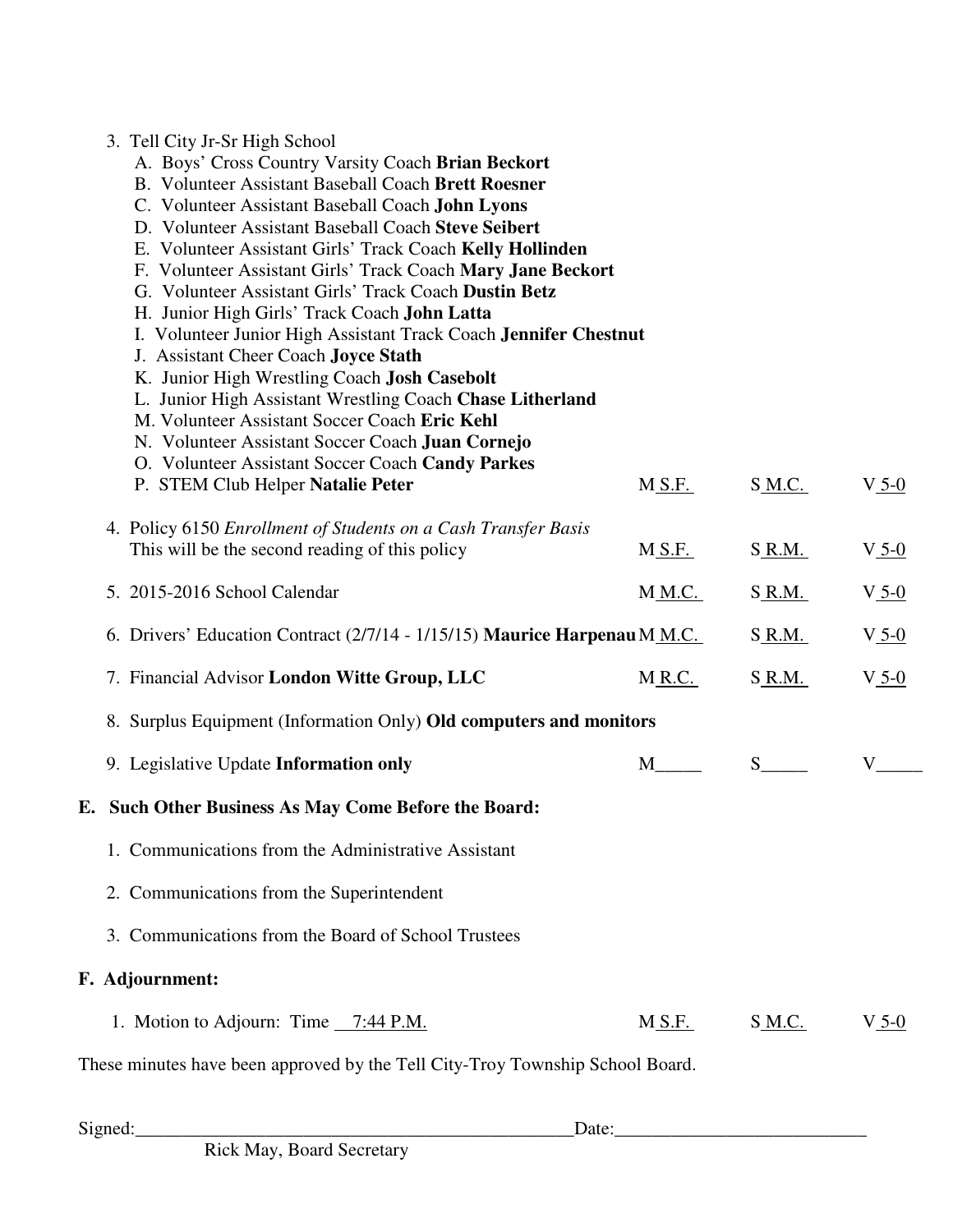3. Tell City Jr-Sr High School
   - A. Boys' Cross Country Varsity Coach **Brian Beckort**
   - B. Volunteer Assistant Baseball Coach **Brett Roesner**
   - C. Volunteer Assistant Baseball Coach **John Lyons**
   - D. Volunteer Assistant Baseball Coach **Steve Seibert**
   - E. Volunteer Assistant Girls' Track Coach **Kelly Hollinden**
   - F. Volunteer Assistant Girls' Track Coach **Mary Jane Beckort**
   - G. Volunteer Assistant Girls' Track Coach **Dustin Betz**
   - H. Junior High Girls' Track Coach **John Latta**
   - I. Volunteer Junior High Assistant Track Coach **Jennifer Chestnut**
   - J. Assistant Cheer Coach **Joyce Stath**
   - K. Junior High Wrestling Coach **Josh Casebolt**
   - L. Junior High Assistant Wrestling Coach **Chase Litherland**
   - M. Volunteer Assistant Soccer Coach **Eric Kehl**
   - N. Volunteer Assistant Soccer Coach **Juan Cornejo**
   - O. Volunteer Assistant Soccer Coach **Candy Parkes**
   - P. STEM Club Helper **Natalie Peter** — M S.F. S M.C. V 5-0

4. Policy 6150 *Enrollment of Students on a Cash Transfer Basis*
   This will be the second reading of this policy — M S.F. S R.M. V 5-0

5. 2015-2016 School Calendar — M M.C. S R.M. V 5-0

6. Drivers' Education Contract (2/7/14 - 1/15/15) **Maurice Harpenau** — M M.C. S R.M. V 5-0

7. Financial Advisor **London Witte Group, LLC** — M R.C. S R.M. V 5-0

8. Surplus Equipment (Information Only) **Old computers and monitors**

9. Legislative Update **Information only** — M_____ S_____ V_____

## E. Such Other Business As May Come Before the Board:

1. Communications from the Administrative Assistant
2. Communications from the Superintendent
3. Communications from the Board of School Trustees

## F. Adjournment:

1. Motion to Adjourn: Time 7:44 P.M. — M S.F. S M.C. V 5-0

These minutes have been approved by the Tell City-Troy Township School Board.

Signed:_______________________________________________Date:_________________________

Rick May, Board Secretary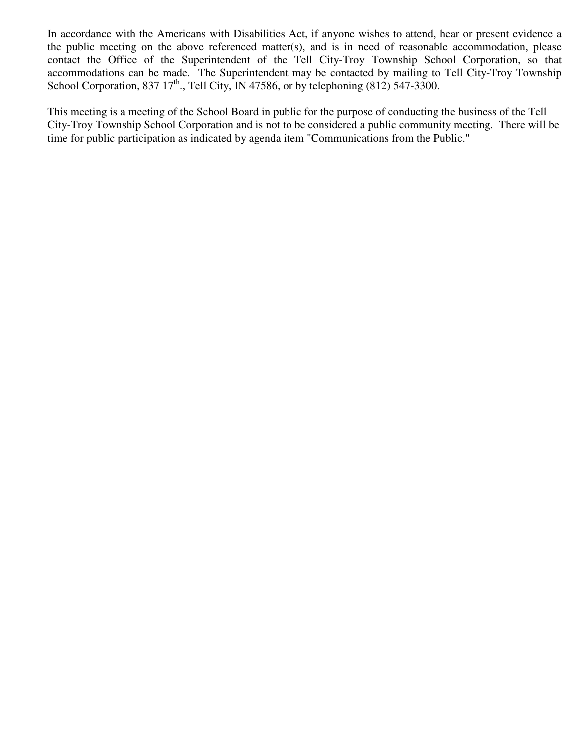In accordance with the Americans with Disabilities Act, if anyone wishes to attend, hear or present evidence a the public meeting on the above referenced matter(s), and is in need of reasonable accommodation, please contact the Office of the Superintendent of the Tell City-Troy Township School Corporation, so that accommodations can be made. The Superintendent may be contacted by mailing to Tell City-Troy Township School Corporation, 837 17th., Tell City, IN 47586, or by telephoning (812) 547-3300.

This meeting is a meeting of the School Board in public for the purpose of conducting the business of the Tell City-Troy Township School Corporation and is not to be considered a public community meeting. There will be time for public participation as indicated by agenda item "Communications from the Public."